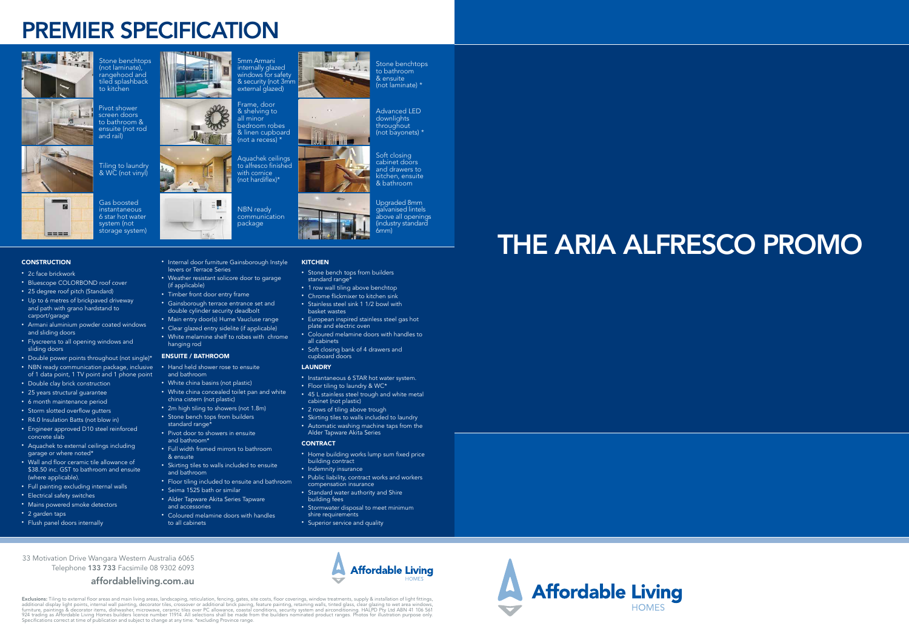# PREMIER SPECIFICATION

Stone benchtops (not laminate), rangehood and tiled splashback to kitchen

Pivot shower screen doors to bathroom & ensuite (not rod and rail)

Tiling to laundry & WC (not vinyl)

Gas boosted instantaneous 6 star hot water system (not storage system)

5mm Armani internally glazed windows for safety & security (not 3mm external glazed)

Frame, door & shelving to all minor bedroom robes & linen cupboard (not a recess) *

Aquachek ceilings to alfresco finished with cornice (not hardiflex)*

NBN ready communication package

Stone benchtops to bathroom & ensuite (not laminate) *

Advanced LED downlights throughout (not bayonets) *

Soft closing cabinet doors and drawers to kitchen, ensuite & bathroom

Upgraded 8mm galvanised lintels above all openings (industry standard 6mm)

## CONSTRUCTION

- 2c face brickwork
- Bluescope COLORBOND roof cover
- 25 degree roof pitch (Standard)
- Up to 6 metres of brickpaved driveway and path with grano hardstand to carport/garage
- Armani aluminium powder coated windows and sliding doors
- Flyscreens to all opening windows and sliding doors
- Double power points throughout (not single)*
- NBN ready communication package, inclusive of 1 data point, 1 TV point and 1 phone point
- Double clay brick construction
- 25 years structural guarantee
- 6 month maintenance period
- Storm slotted overflow gutters
- R4.0 Insulation Batts (not blow in)
- Engineer approved D10 steel reinforced concrete slab
- Aquachek to external ceilings including garage or where noted*
- Wall and floor ceramic tile allowance of $38.50 inc. GST to bathroom and ensuite (where applicable).
- Full painting excluding internal walls
- Electrical safety switches
- Mains powered smoke detectors
- 2 garden taps
- Flush panel doors internally
- Internal door furniture Gainsborough Instyle levers or Terrace Series
- Weather resistant solicore door to garage (if applicable)
- Timber front door entry frame
- Gainsborough terrace entrance set and double cylinder security deadbolt
- Main entry door(s) Hume Vaucluse range
- Clear glazed entry sidelite (if applicable)
- White melamine shelf to robes with chrome hanging rod

## ENSUITE / BATHROOM

- Hand held shower rose to ensuite and bathroom
- White china basins (not plastic)
- White china concealed toilet pan and white china cistern (not plastic)
- 2m high tiling to showers (not 1.8m)
- Stone bench tops from builders standard range*
- Pivot door to showers in ensuite and bathroom*
- Full width framed mirrors to bathroom & ensuite
- Skirting tiles to walls included to ensuite and bathroom
- Floor tiling included to ensuite and bathroom
- Seima 1525 bath or similar
- Alder Tapware Akita Series Tapware and accessories
- Coloured melamine doors with handles to all cabinets

## KITCHEN

- Stone bench tops from builders standard range*
- 1 row wall tiling above benchtop
- Chrome flickmixer to kitchen sink
- Stainless steel sink 1 1/2 bowl with basket wastes
- European inspired stainless steel gas hot plate and electric oven
- Coloured melamine doors with handles to all cabinets
- Soft closing bank of 4 drawers and cupboard doors

## LAUNDRY

- Instantaneous 6 STAR hot water system.
- Floor tiling to laundry & WC*
- 45 L stainless steel trough and white metal cabinet (not plastic)
- 2 rows of tiling above trough
- Skirting tiles to walls included to laundry
- Automatic washing machine taps from the Alder Tapware Akita Series

## CONTRACT

- Home building works lump sum fixed price building contract
- Indemnity insurance
- Public liability, contract works and workers compensation insurance
- Standard water authority and Shire building fees
- Stormwater disposal to meet minimum shire requirements
- Superior service and quality

# THE ARIA ALFRESCO PROMO

33 Motivation Drive Wangara Western Australia 6065
Telephone **133 733** Facsimile 08 9302 6093

**affordableliving.com.au**

Affordable Living HOMES

**Exclusions:** Tiling to external floor areas and main living areas, landscaping, reticulation, fencing, gates, site costs, floor coverings, window treatments, supply & installation of light fittings, additional display light points, internal wall painting, decorator tiles, crossover or additional brick paving, feature painting, retaining walls, tinted glass, clear glazing to wet area windows, furniture, paintings & decorator items, dishwasher, microwave, ceramic tiles over PC allowance, coastal conditions, security system and airconditioning. HALPD Pty Ltd ABN 41 106 561 924 trading as Affordable Living Homes builders licence number 11914. All selections shall be made from the builders nominated product ranges. Photos for illustration purpose only. Specifications correct at time of publication and subject to change at any time. *excluding Province range.

Affordable Living HOMES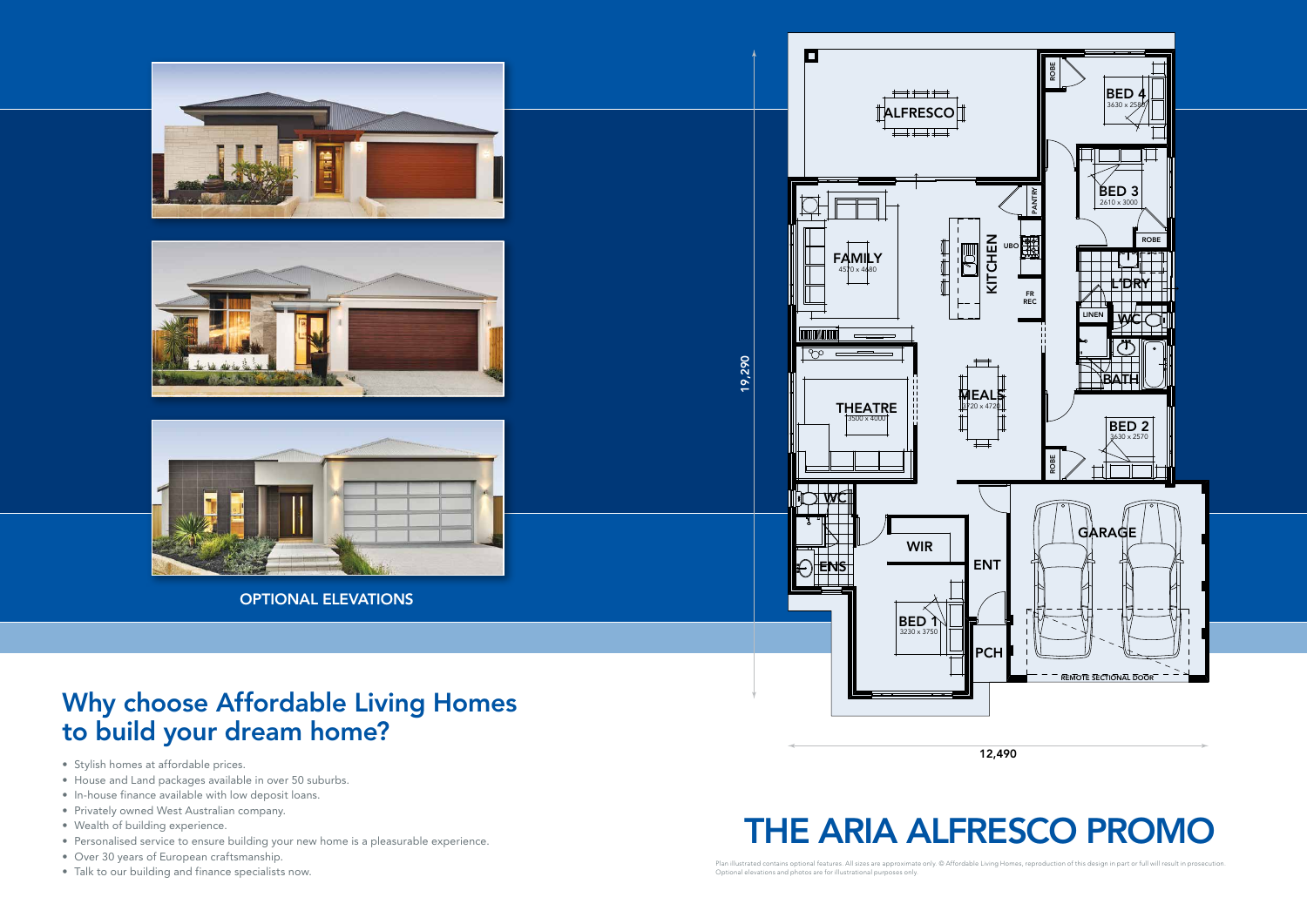OPTIONAL ELEVATIONS

## Why choose Affordable Living Homes to build your dream home?

- Stylish homes at affordable prices.
- House and Land packages available in over 50 suburbs.
- In-house finance available with low deposit loans.
- Privately owned West Australian company.
- Wealth of building experience.
- Personalised service to ensure building your new home is a pleasurable experience.
- Over 30 years of European craftsmanship.
- Talk to our building and finance specialists now.

ALFRESCO

BED 4
3630 x 2580

BED 3
2610 x 3000

FAMILY
4570 x 4680

KITCHEN

PANTRY

UBO

FR REC

ROBE

L'DRY

LINEN

WC

BATH

THEATRE
3500 x 4000

MEALS
3720 x 4720

BED 2
3630 x 2570

ROBE

WC

ENS

WIR

ENT

GARAGE

BED 1
3230 x 3750

PCH

REMOTE SECTIONAL DOOR

19,290

12,490

# THE ARIA ALFRESCO PROMO

Plan illustrated contains optional features. All sizes are approximate only. © Affordable Living Homes, reproduction of this design in part or full will result in prosecution. Optional elevations and photos are for illustrational purposes only.